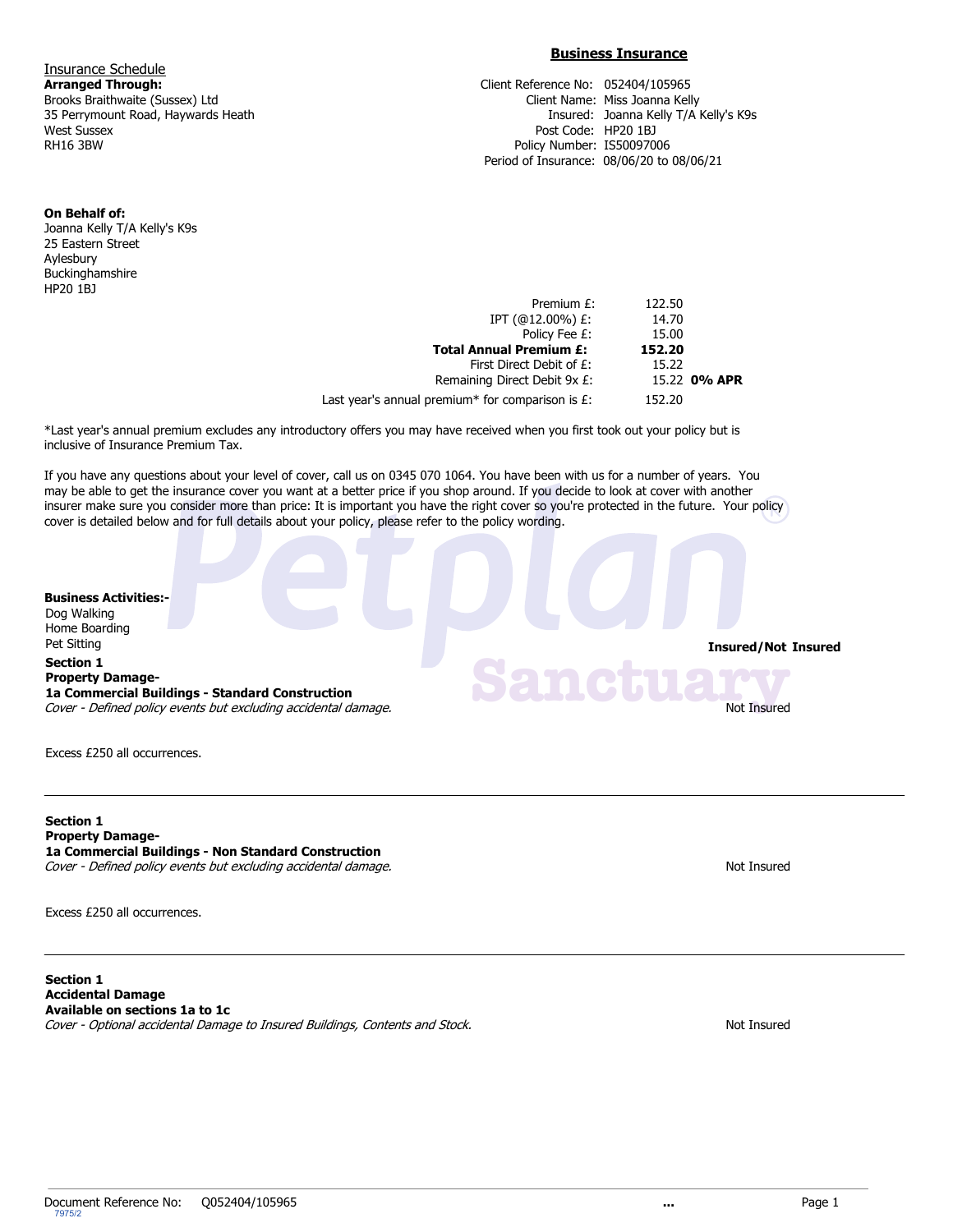## Business Insurance

Insurance Schedule

**Arranged Through:**
Brooks Braithwaite (Sussex) Ltd
35 Perrymount Road, Haywards Heath
West Sussex
RH16 3BW

| | |
|---|---|
| Client Reference No: | 052404/105965 |
| Client Name: | Miss Joanna Kelly |
| Insured: | Joanna Kelly T/A Kelly's K9s |
| Post Code: | HP20 1BJ |
| Policy Number: | IS50097006 |
| Period of Insurance: | 08/06/20 to 08/06/21 |

**On Behalf of:**
Joanna Kelly T/A Kelly's K9s
25 Eastern Street
Aylesbury
Buckinghamshire
HP20 1BJ

| | | |
|---|---|---|
| Premium £: | 122.50 | |
| IPT (@12.00%) £: | 14.70 | |
| Policy Fee £: | 15.00 | |
| **Total Annual Premium £:** | **152.20** | |
| First Direct Debit of £: | 15.22 | |
| Remaining Direct Debit 9x £: | 15.22 | **0% APR** |
| Last year's annual premium* for comparison is £: | 152.20 | |

*Last year's annual premium excludes any introductory offers you may have received when you first took out your policy but is inclusive of Insurance Premium Tax.

If you have any questions about your level of cover, call us on 0345 070 1064. You have been with us for a number of years. You may be able to get the insurance cover you want at a better price if you shop around. If you decide to look at cover with another insurer make sure you consider more than price: It is important you have the right cover so you're protected in the future. Your policy cover is detailed below and for full details about your policy, please refer to the policy wording.

**Business Activities:-**
Dog Walking
Home Boarding
Pet Sitting

**Insured/Not Insured**

**Section 1**
**Property Damage-**
**1a Commercial Buildings - Standard Construction**
*Cover - Defined policy events but excluding accidental damage.* — Not Insured

Excess £250 all occurrences.

---

**Section 1**
**Property Damage-**
**1a Commercial Buildings - Non Standard Construction**
*Cover - Defined policy events but excluding accidental damage.* — Not Insured

Excess £250 all occurrences.

---

**Section 1**
**Accidental Damage**
**Available on sections 1a to 1c**
*Cover - Optional accidental Damage to Insured Buildings, Contents and Stock.* — Not Insured

Document Reference No: Q052404/105965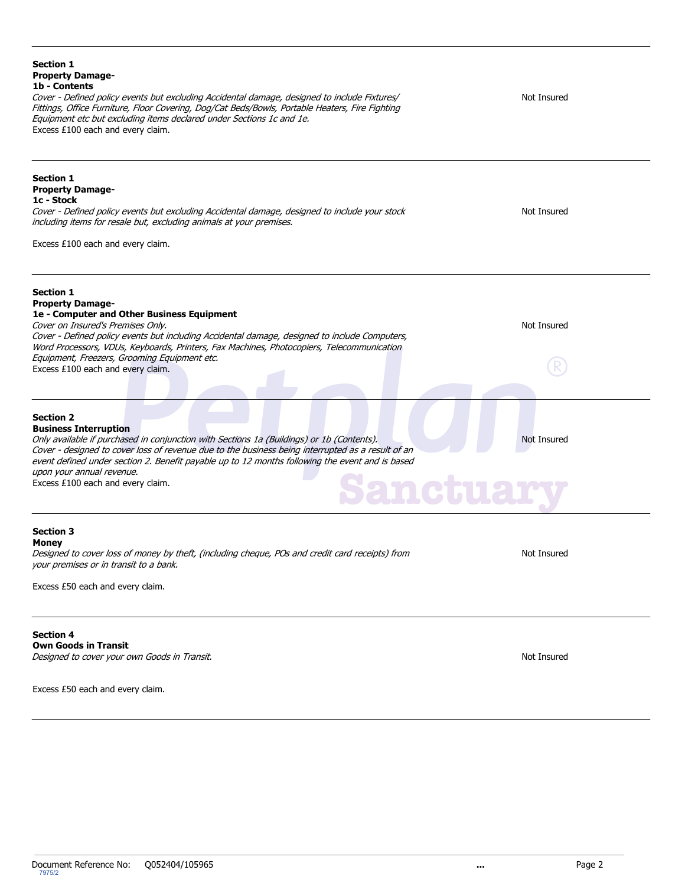**Section 1**
**Property Damage-**
**1b - Contents**
*Cover - Defined policy events but excluding Accidental damage, designed to include Fixtures/ Fittings, Office Furniture, Floor Covering, Dog/Cat Beds/Bowls, Portable Heaters, Fire Fighting Equipment etc but excluding items declared under Sections 1c and 1e.*
Excess £100 each and every claim.

Not Insured

---

**Section 1**
**Property Damage-**
**1c - Stock**
*Cover - Defined policy events but excluding Accidental damage, designed to include your stock including items for resale but, excluding animals at your premises.*

Excess £100 each and every claim.

Not Insured

---

**Section 1**
**Property Damage-**
**1e - Computer and Other Business Equipment**
*Cover on Insured's Premises Only.*
*Cover - Defined policy events but including Accidental damage, designed to include Computers, Word Processors, VDUs, Keyboards, Printers, Fax Machines, Photocopiers, Telecommunication Equipment, Freezers, Grooming Equipment etc.*
Excess £100 each and every claim.

Not Insured

---

**Section 2**
**Business Interruption**
*Only available if purchased in conjunction with Sections 1a (Buildings) or 1b (Contents).*
*Cover - designed to cover loss of revenue due to the business being interrupted as a result of an event defined under section 2. Benefit payable up to 12 months following the event and is based upon your annual revenue.*
Excess £100 each and every claim.

Not Insured

---

**Section 3**
**Money**
*Designed to cover loss of money by theft, (including cheque, POs and credit card receipts) from your premises or in transit to a bank.*

Excess £50 each and every claim.

Not Insured

---

**Section 4**
**Own Goods in Transit**
*Designed to cover your own Goods in Transit.*

Excess £50 each and every claim.

Not Insured

---

Document Reference No: Q052404/105965
7975/2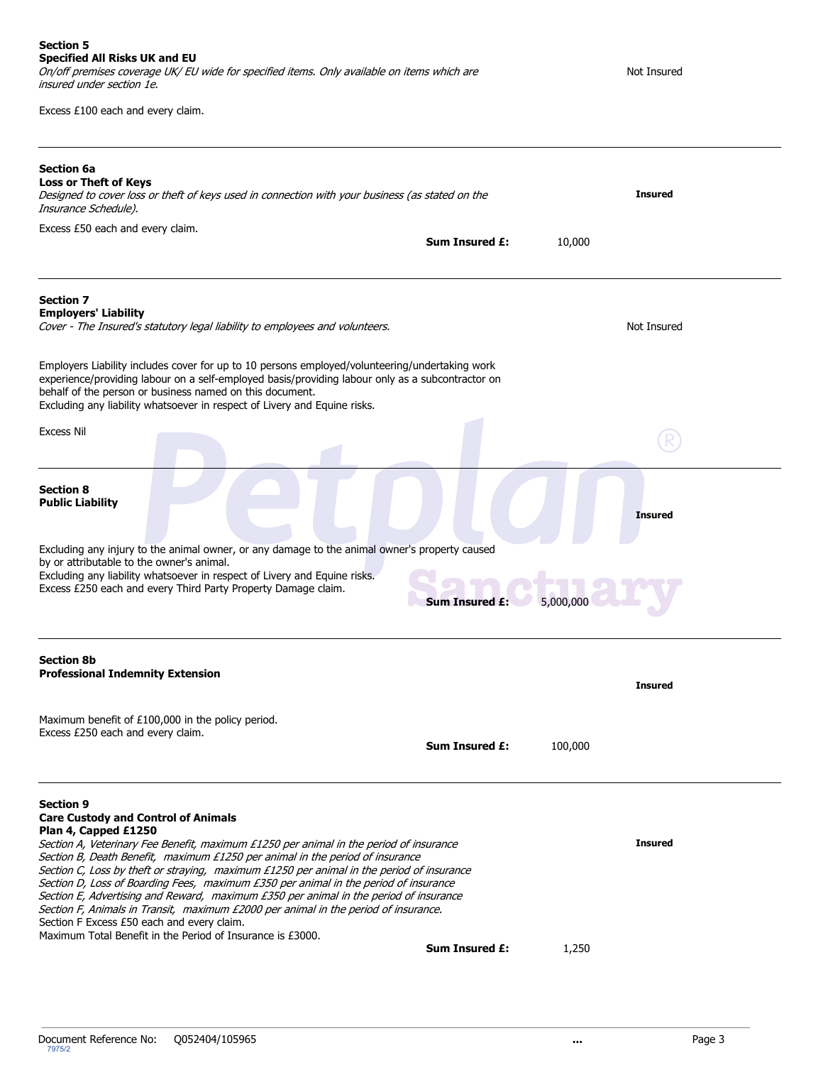**Section 5**
**Specified All Risks UK and EU**
*On/off premises coverage UK/ EU wide for specified items. Only available on items which are insured under section 1e.*

Not Insured

Excess £100 each and every claim.

---

**Section 6a**
**Loss or Theft of Keys**
*Designed to cover loss or theft of keys used in connection with your business (as stated on the Insurance Schedule).*

**Insured**

Excess £50 each and every claim.

**Sum Insured £:** 10,000

---

**Section 7**
**Employers' Liability**
*Cover - The Insured's statutory legal liability to employees and volunteers.*

Not Insured

Employers Liability includes cover for up to 10 persons employed/volunteering/undertaking work experience/providing labour on a self-employed basis/providing labour only as a subcontractor on behalf of the person or business named on this document.
Excluding any liability whatsoever in respect of Livery and Equine risks.

Excess Nil

---

**Section 8**
**Public Liability**

**Insured**

Excluding any injury to the animal owner, or any damage to the animal owner's property caused by or attributable to the owner's animal.
Excluding any liability whatsoever in respect of Livery and Equine risks.
Excess £250 each and every Third Party Property Damage claim.

**Sum Insured £:** 5,000,000

---

**Section 8b**
**Professional Indemnity Extension**

**Insured**

Maximum benefit of £100,000 in the policy period.
Excess £250 each and every claim.

**Sum Insured £:** 100,000

---

**Section 9**
**Care Custody and Control of Animals**
**Plan 4, Capped £1250**
*Section A, Veterinary Fee Benefit, maximum £1250 per animal in the period of insurance*
*Section B, Death Benefit, maximum £1250 per animal in the period of insurance*
*Section C, Loss by theft or straying, maximum £1250 per animal in the period of insurance*
*Section D, Loss of Boarding Fees, maximum £350 per animal in the period of insurance*
*Section E, Advertising and Reward, maximum £350 per animal in the period of insurance*
*Section F, Animals in Transit, maximum £2000 per animal in the period of insurance.*
Section F Excess £50 each and every claim.
Maximum Total Benefit in the Period of Insurance is £3000.

**Insured**

**Sum Insured £:** 1,250

Document Reference No: Q052404/105965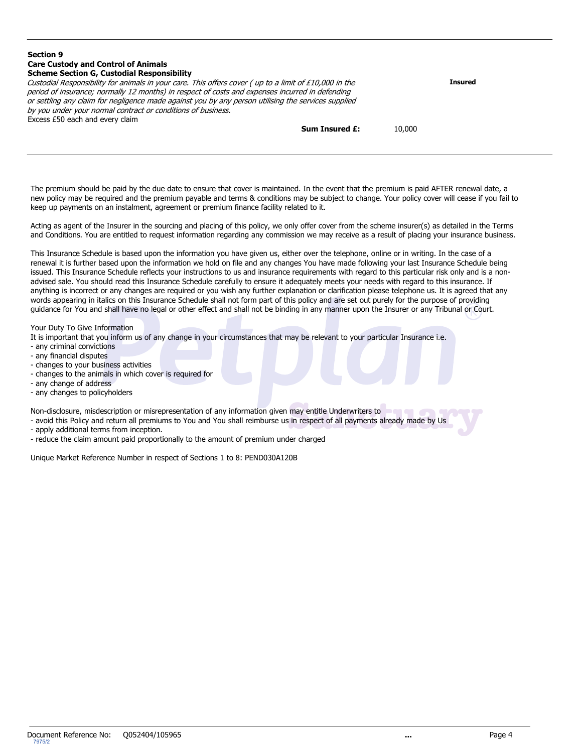**Section 9**
**Care Custody and Control of Animals**
**Scheme Section G, Custodial Responsibility**

*Custodial Responsibility for animals in your care. This offers cover ( up to a limit of £10,000 in the period of insurance; normally 12 months) in respect of costs and expenses incurred in defending or settling any claim for negligence made against you by any person utilising the services supplied by you under your normal contract or conditions of business.*

Excess £50 each and every claim

**Insured**

**Sum Insured £:** 10,000

The premium should be paid by the due date to ensure that cover is maintained. In the event that the premium is paid AFTER renewal date, a new policy may be required and the premium payable and terms & conditions may be subject to change. Your policy cover will cease if you fail to keep up payments on an instalment, agreement or premium finance facility related to it.

Acting as agent of the Insurer in the sourcing and placing of this policy, we only offer cover from the scheme insurer(s) as detailed in the Terms and Conditions. You are entitled to request information regarding any commission we may receive as a result of placing your insurance business.

This Insurance Schedule is based upon the information you have given us, either over the telephone, online or in writing. In the case of a renewal it is further based upon the information we hold on file and any changes You have made following your last Insurance Schedule being issued. This Insurance Schedule reflects your instructions to us and insurance requirements with regard to this particular risk only and is a non-advised sale. You should read this Insurance Schedule carefully to ensure it adequately meets your needs with regard to this insurance. If anything is incorrect or any changes are required or you wish any further explanation or clarification please telephone us. It is agreed that any words appearing in italics on this Insurance Schedule shall not form part of this policy and are set out purely for the purpose of providing guidance for You and shall have no legal or other effect and shall not be binding in any manner upon the Insurer or any Tribunal or Court.

Your Duty To Give Information
It is important that you inform us of any change in your circumstances that may be relevant to your particular Insurance i.e.

- any criminal convictions
- any financial disputes
- changes to your business activities
- changes to the animals in which cover is required for
- any change of address
- any changes to policyholders

Non-disclosure, misdescription or misrepresentation of any information given may entitle Underwriters to

- avoid this Policy and return all premiums to You and You shall reimburse us in respect of all payments already made by Us
- apply additional terms from inception.
- reduce the claim amount paid proportionally to the amount of premium under charged

Unique Market Reference Number in respect of Sections 1 to 8: PEND030A120B

Document Reference No: Q052404/105965
7975/2